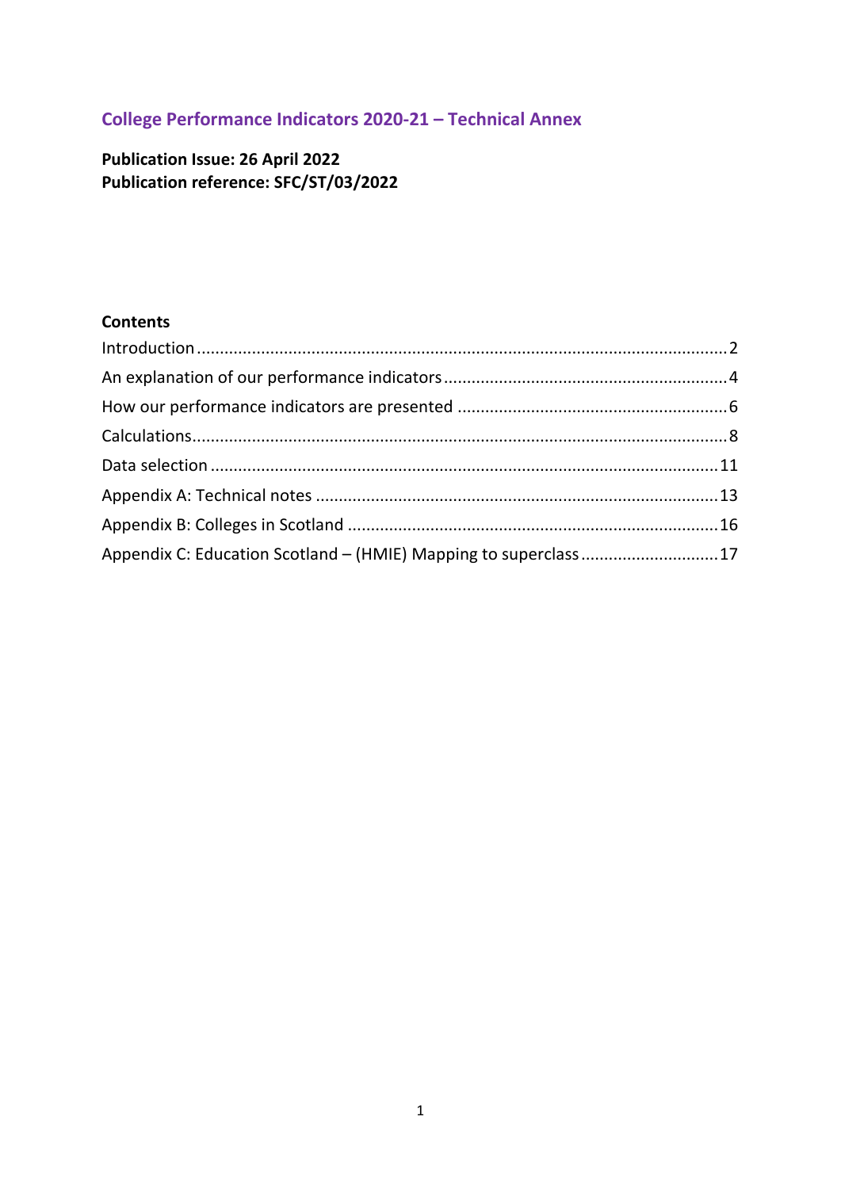# College Performance Indicators 2020-21 – Technical Annex

**Publication Issue: 26 April 2022**
**Publication reference: SFC/ST/03/2022**

**Contents**

Introduction .......... 2
An explanation of our performance indicators .......... 4
How our performance indicators are presented .......... 6
Calculations .......... 8
Data selection .......... 11
Appendix A: Technical notes .......... 13
Appendix B: Colleges in Scotland .......... 16
Appendix C: Education Scotland – (HMIE) Mapping to superclass .......... 17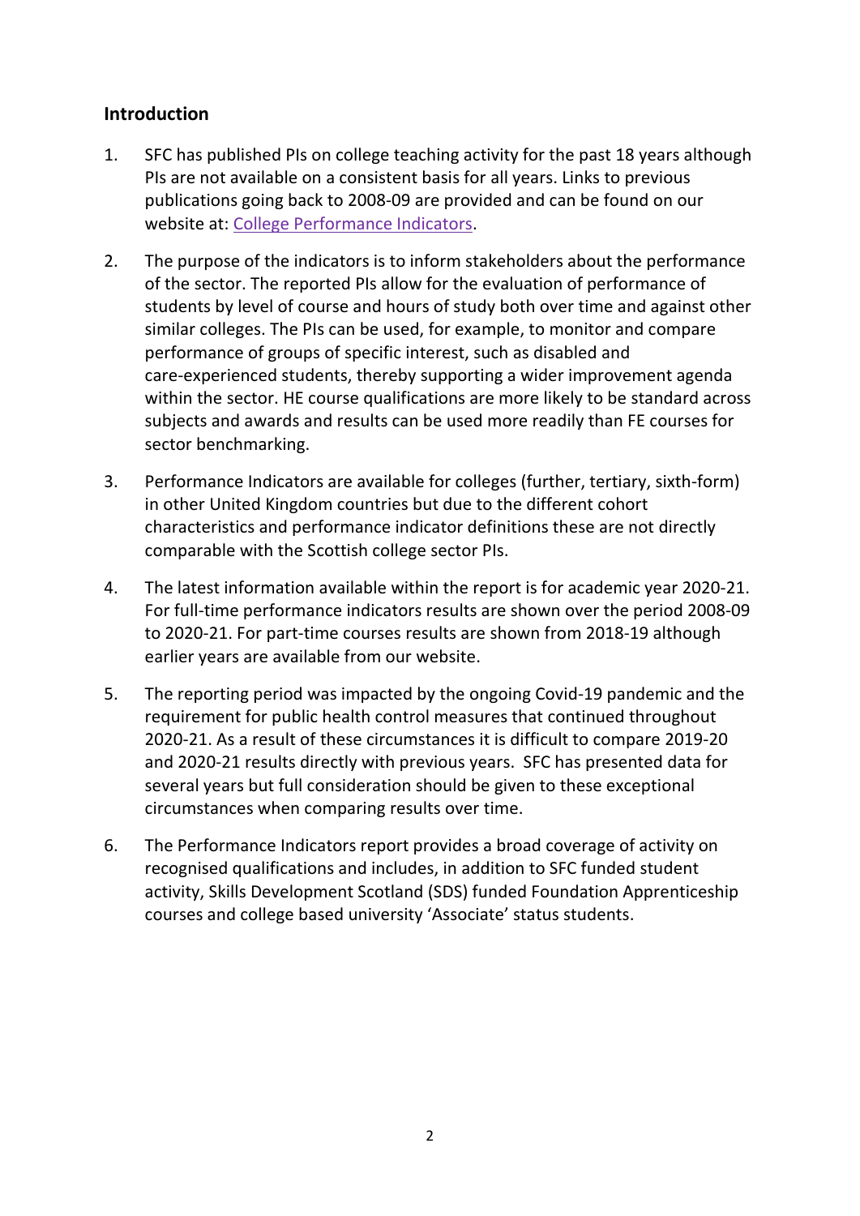## Introduction

1. SFC has published PIs on college teaching activity for the past 18 years although PIs are not available on a consistent basis for all years. Links to previous publications going back to 2008-09 are provided and can be found on our website at: [College Performance Indicators](College Performance Indicators).

2. The purpose of the indicators is to inform stakeholders about the performance of the sector. The reported PIs allow for the evaluation of performance of students by level of course and hours of study both over time and against other similar colleges. The PIs can be used, for example, to monitor and compare performance of groups of specific interest, such as disabled and care-experienced students, thereby supporting a wider improvement agenda within the sector. HE course qualifications are more likely to be standard across subjects and awards and results can be used more readily than FE courses for sector benchmarking.

3. Performance Indicators are available for colleges (further, tertiary, sixth-form) in other United Kingdom countries but due to the different cohort characteristics and performance indicator definitions these are not directly comparable with the Scottish college sector PIs.

4. The latest information available within the report is for academic year 2020-21. For full-time performance indicators results are shown over the period 2008-09 to 2020-21. For part-time courses results are shown from 2018-19 although earlier years are available from our website.

5. The reporting period was impacted by the ongoing Covid-19 pandemic and the requirement for public health control measures that continued throughout 2020-21. As a result of these circumstances it is difficult to compare 2019-20 and 2020-21 results directly with previous years. SFC has presented data for several years but full consideration should be given to these exceptional circumstances when comparing results over time.

6. The Performance Indicators report provides a broad coverage of activity on recognised qualifications and includes, in addition to SFC funded student activity, Skills Development Scotland (SDS) funded Foundation Apprenticeship courses and college based university 'Associate' status students.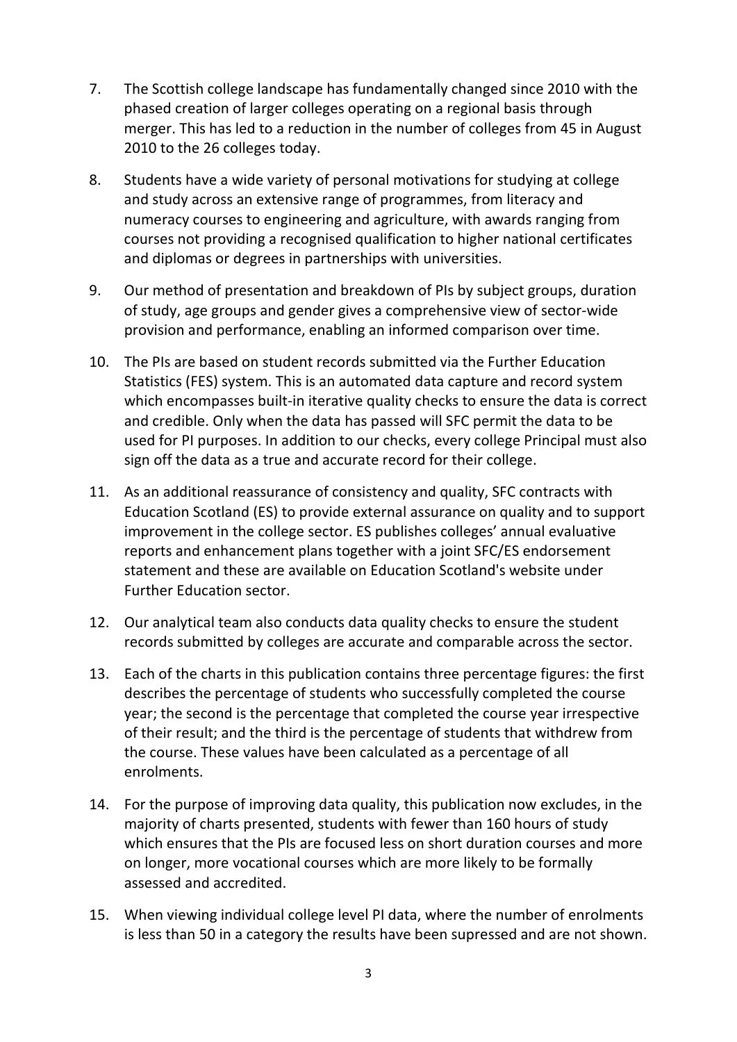7. The Scottish college landscape has fundamentally changed since 2010 with the phased creation of larger colleges operating on a regional basis through merger. This has led to a reduction in the number of colleges from 45 in August 2010 to the 26 colleges today.

8. Students have a wide variety of personal motivations for studying at college and study across an extensive range of programmes, from literacy and numeracy courses to engineering and agriculture, with awards ranging from courses not providing a recognised qualification to higher national certificates and diplomas or degrees in partnerships with universities.

9. Our method of presentation and breakdown of PIs by subject groups, duration of study, age groups and gender gives a comprehensive view of sector-wide provision and performance, enabling an informed comparison over time.

10. The PIs are based on student records submitted via the Further Education Statistics (FES) system. This is an automated data capture and record system which encompasses built-in iterative quality checks to ensure the data is correct and credible. Only when the data has passed will SFC permit the data to be used for PI purposes. In addition to our checks, every college Principal must also sign off the data as a true and accurate record for their college.

11. As an additional reassurance of consistency and quality, SFC contracts with Education Scotland (ES) to provide external assurance on quality and to support improvement in the college sector. ES publishes colleges' annual evaluative reports and enhancement plans together with a joint SFC/ES endorsement statement and these are available on Education Scotland's website under Further Education sector.

12. Our analytical team also conducts data quality checks to ensure the student records submitted by colleges are accurate and comparable across the sector.

13. Each of the charts in this publication contains three percentage figures: the first describes the percentage of students who successfully completed the course year; the second is the percentage that completed the course year irrespective of their result; and the third is the percentage of students that withdrew from the course. These values have been calculated as a percentage of all enrolments.

14. For the purpose of improving data quality, this publication now excludes, in the majority of charts presented, students with fewer than 160 hours of study which ensures that the PIs are focused less on short duration courses and more on longer, more vocational courses which are more likely to be formally assessed and accredited.

15. When viewing individual college level PI data, where the number of enrolments is less than 50 in a category the results have been supressed and are not shown.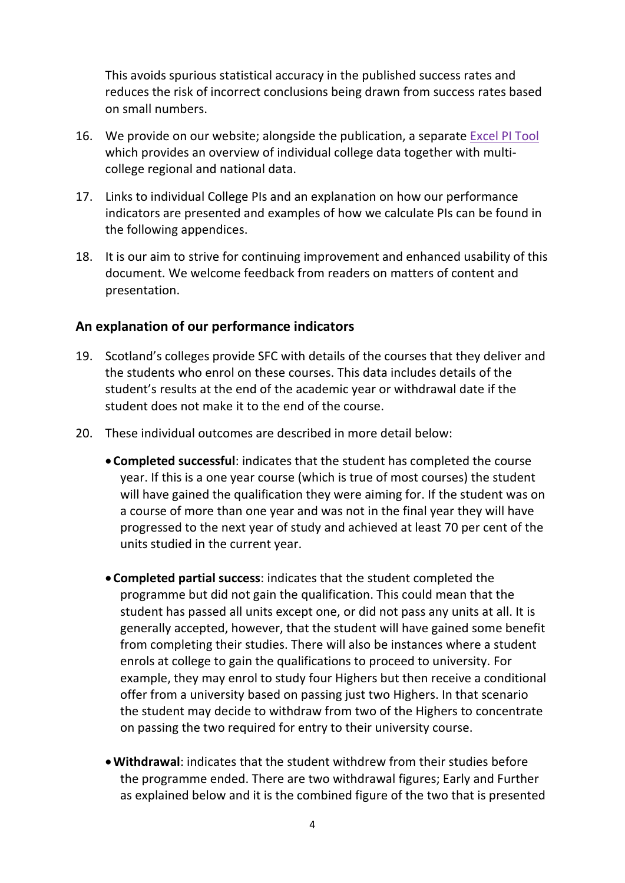This avoids spurious statistical accuracy in the published success rates and reduces the risk of incorrect conclusions being drawn from success rates based on small numbers.

16. We provide on our website; alongside the publication, a separate Excel PI Tool which provides an overview of individual college data together with multi-college regional and national data.

17. Links to individual College PIs and an explanation on how our performance indicators are presented and examples of how we calculate PIs can be found in the following appendices.

18. It is our aim to strive for continuing improvement and enhanced usability of this document. We welcome feedback from readers on matters of content and presentation.

## An explanation of our performance indicators

19. Scotland's colleges provide SFC with details of the courses that they deliver and the students who enrol on these courses. This data includes details of the student's results at the end of the academic year or withdrawal date if the student does not make it to the end of the course.

20. These individual outcomes are described in more detail below:

    - **Completed successful**: indicates that the student has completed the course year. If this is a one year course (which is true of most courses) the student will have gained the qualification they were aiming for. If the student was on a course of more than one year and was not in the final year they will have progressed to the next year of study and achieved at least 70 per cent of the units studied in the current year.

    - **Completed partial success**: indicates that the student completed the programme but did not gain the qualification. This could mean that the student has passed all units except one, or did not pass any units at all. It is generally accepted, however, that the student will have gained some benefit from completing their studies. There will also be instances where a student enrols at college to gain the qualifications to proceed to university. For example, they may enrol to study four Highers but then receive a conditional offer from a university based on passing just two Highers. In that scenario the student may decide to withdraw from two of the Highers to concentrate on passing the two required for entry to their university course.

    - **Withdrawal**: indicates that the student withdrew from their studies before the programme ended. There are two withdrawal figures; Early and Further as explained below and it is the combined figure of the two that is presented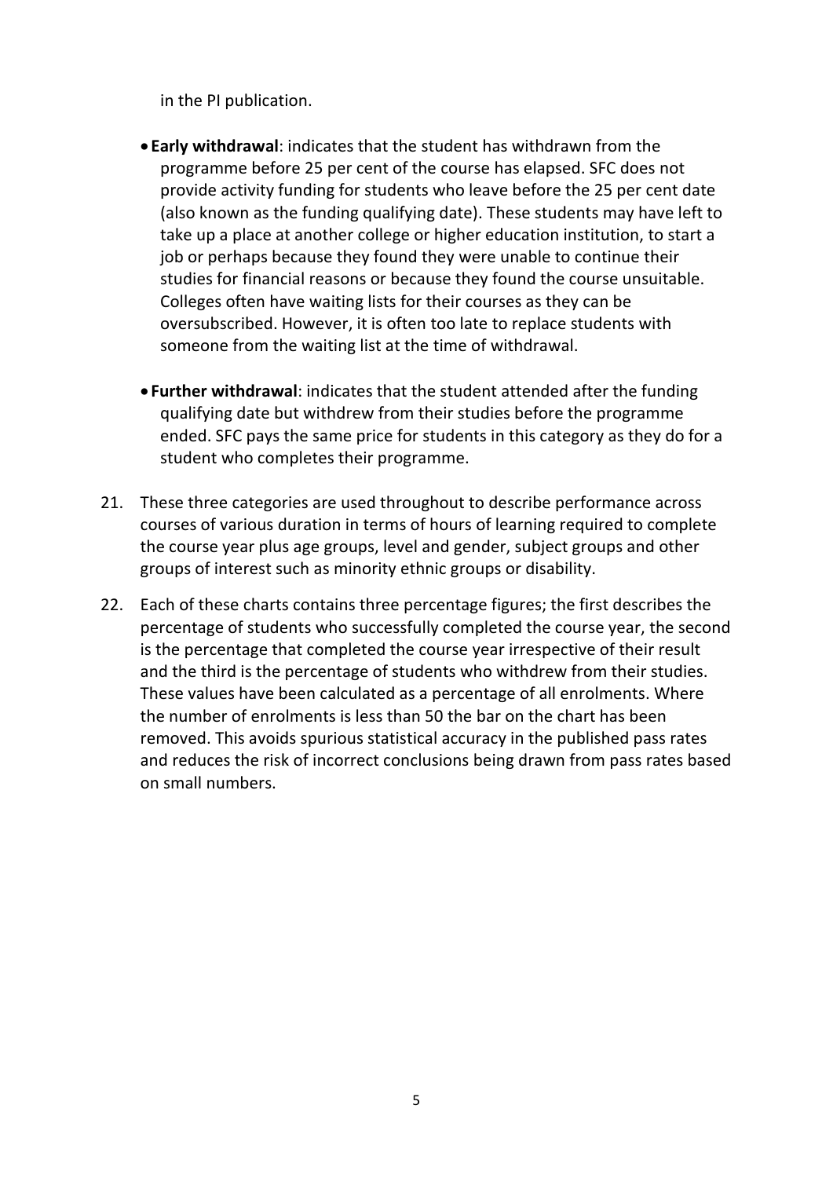in the PI publication.

- **Early withdrawal**: indicates that the student has withdrawn from the programme before 25 per cent of the course has elapsed. SFC does not provide activity funding for students who leave before the 25 per cent date (also known as the funding qualifying date). These students may have left to take up a place at another college or higher education institution, to start a job or perhaps because they found they were unable to continue their studies for financial reasons or because they found the course unsuitable. Colleges often have waiting lists for their courses as they can be oversubscribed. However, it is often too late to replace students with someone from the waiting list at the time of withdrawal.

- **Further withdrawal**: indicates that the student attended after the funding qualifying date but withdrew from their studies before the programme ended. SFC pays the same price for students in this category as they do for a student who completes their programme.

21. These three categories are used throughout to describe performance across courses of various duration in terms of hours of learning required to complete the course year plus age groups, level and gender, subject groups and other groups of interest such as minority ethnic groups or disability.

22. Each of these charts contains three percentage figures; the first describes the percentage of students who successfully completed the course year, the second is the percentage that completed the course year irrespective of their result and the third is the percentage of students who withdrew from their studies. These values have been calculated as a percentage of all enrolments. Where the number of enrolments is less than 50 the bar on the chart has been removed. This avoids spurious statistical accuracy in the published pass rates and reduces the risk of incorrect conclusions being drawn from pass rates based on small numbers.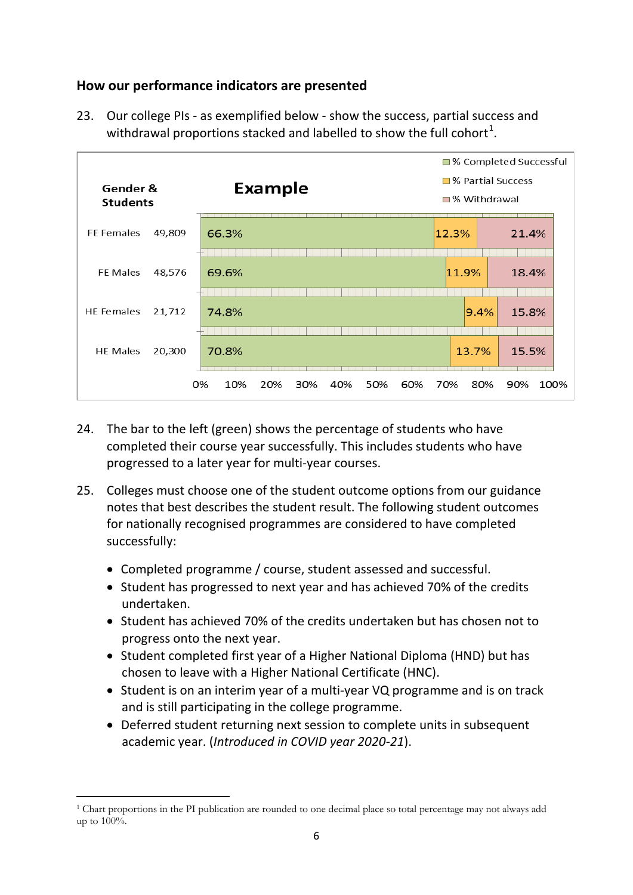## How our performance indicators are presented

23. Our college PIs - as exemplified below - show the success, partial success and withdrawal proportions stacked and labelled to show the full cohort[1].

**Example**

| Gender & Students | | % Completed Successful | % Partial Success | % Withdrawal |
|---|---|---|---|---|
| FE Females | 49,809 | 66.3% | 12.3% | 21.4% |
| FE Males | 48,576 | 69.6% | 11.9% | 18.4% |
| HE Females | 21,712 | 74.8% | 9.4% | 15.8% |
| HE Males | 20,300 | 70.8% | 13.7% | 15.5% |

24. The bar to the left (green) shows the percentage of students who have completed their course year successfully. This includes students who have progressed to a later year for multi-year courses.

25. Colleges must choose one of the student outcome options from our guidance notes that best describes the student result. The following student outcomes for nationally recognised programmes are considered to have completed successfully:

- Completed programme / course, student assessed and successful.
- Student has progressed to next year and has achieved 70% of the credits undertaken.
- Student has achieved 70% of the credits undertaken but has chosen not to progress onto the next year.
- Student completed first year of a Higher National Diploma (HND) but has chosen to leave with a Higher National Certificate (HNC).
- Student is on an interim year of a multi-year VQ programme and is on track and is still participating in the college programme.
- Deferred student returning next session to complete units in subsequent academic year. (*Introduced in COVID year 2020-21*).

---

[1] Chart proportions in the PI publication are rounded to one decimal place so total percentage may not always add up to 100%.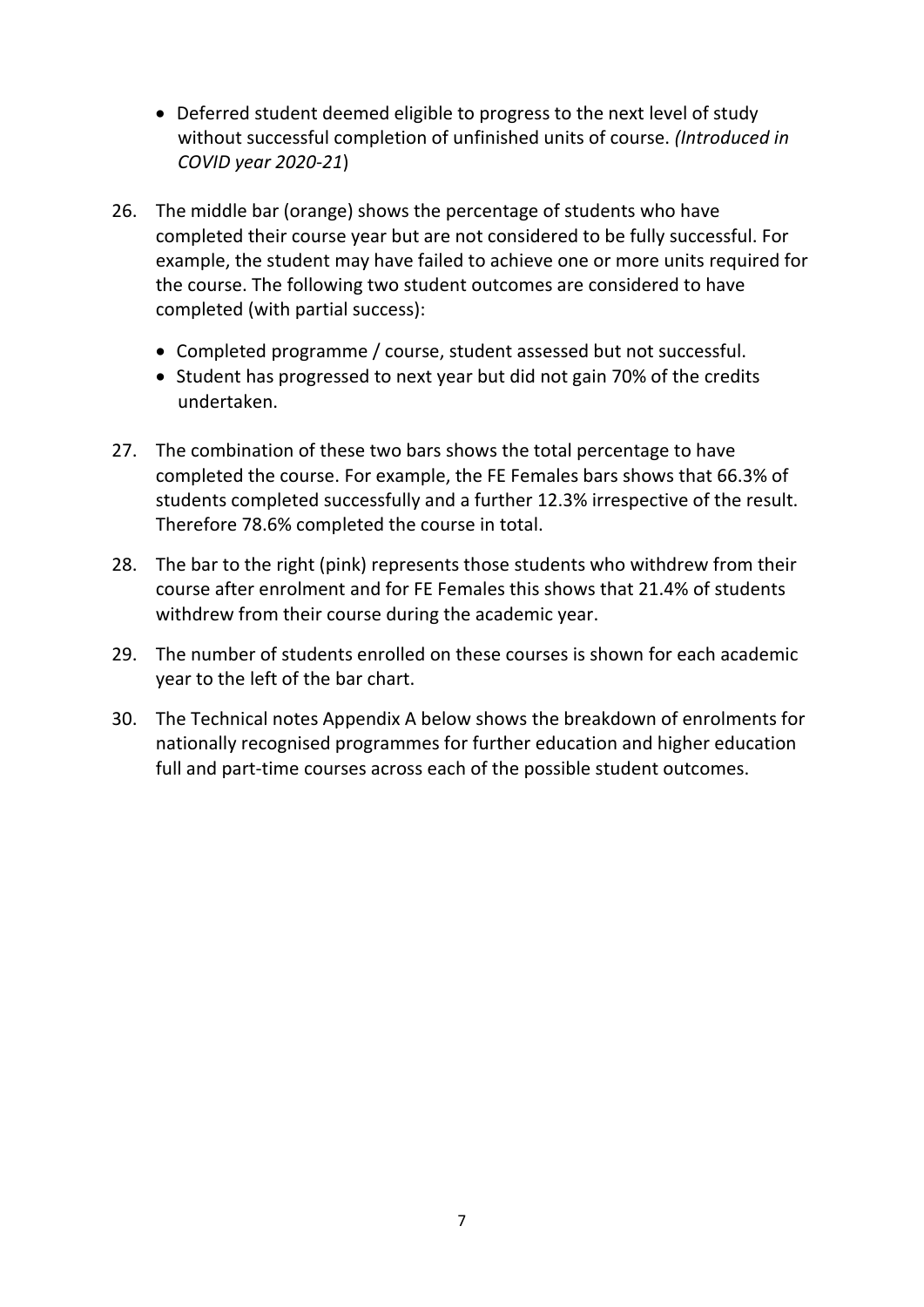- Deferred student deemed eligible to progress to the next level of study without successful completion of unfinished units of course. *(Introduced in COVID year 2020-21*)

26. The middle bar (orange) shows the percentage of students who have completed their course year but are not considered to be fully successful. For example, the student may have failed to achieve one or more units required for the course. The following two student outcomes are considered to have completed (with partial success):

    - Completed programme / course, student assessed but not successful.
    - Student has progressed to next year but did not gain 70% of the credits undertaken.

27. The combination of these two bars shows the total percentage to have completed the course. For example, the FE Females bars shows that 66.3% of students completed successfully and a further 12.3% irrespective of the result. Therefore 78.6% completed the course in total.

28. The bar to the right (pink) represents those students who withdrew from their course after enrolment and for FE Females this shows that 21.4% of students withdrew from their course during the academic year.

29. The number of students enrolled on these courses is shown for each academic year to the left of the bar chart.

30. The Technical notes Appendix A below shows the breakdown of enrolments for nationally recognised programmes for further education and higher education full and part-time courses across each of the possible student outcomes.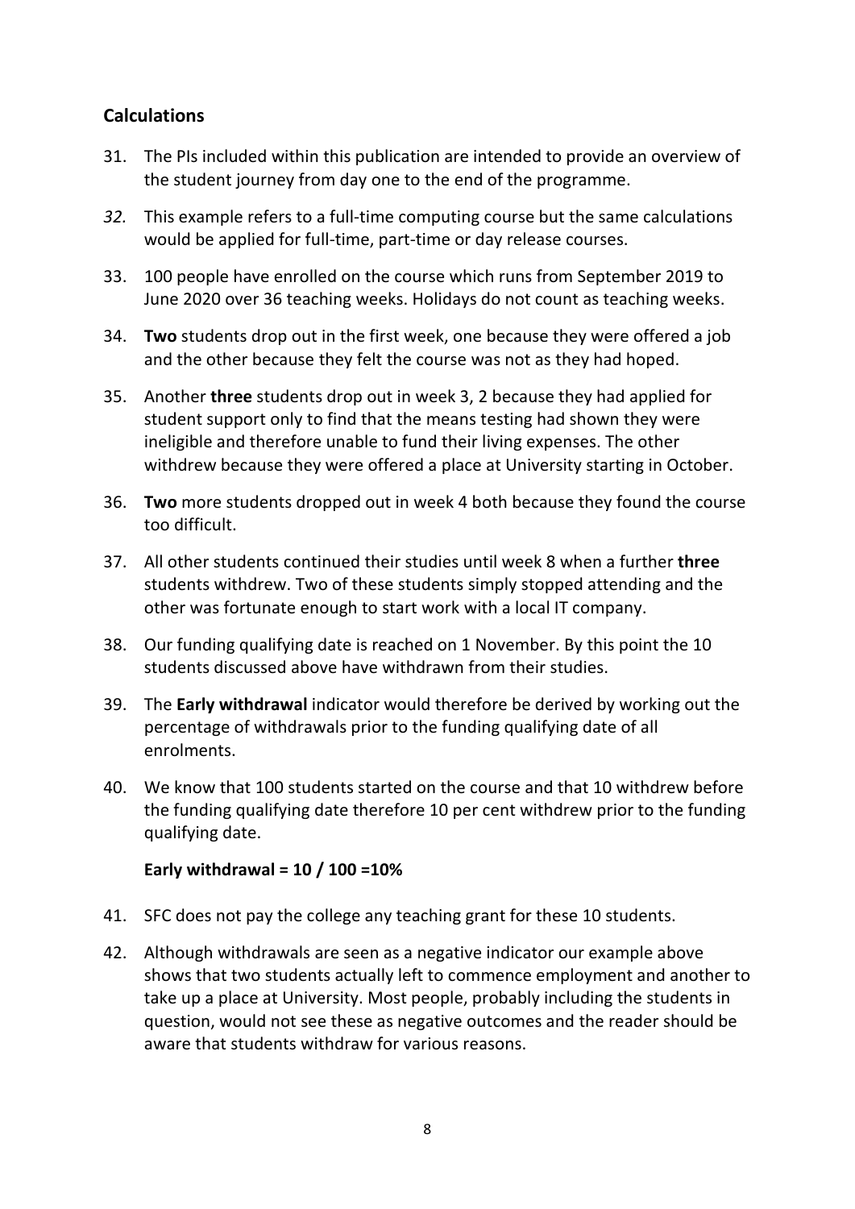## Calculations

31. The PIs included within this publication are intended to provide an overview of the student journey from day one to the end of the programme.

*32.* This example refers to a full-time computing course but the same calculations would be applied for full-time, part-time or day release courses.

33. 100 people have enrolled on the course which runs from September 2019 to June 2020 over 36 teaching weeks. Holidays do not count as teaching weeks.

34. **Two** students drop out in the first week, one because they were offered a job and the other because they felt the course was not as they had hoped.

35. Another **three** students drop out in week 3, 2 because they had applied for student support only to find that the means testing had shown they were ineligible and therefore unable to fund their living expenses. The other withdrew because they were offered a place at University starting in October.

36. **Two** more students dropped out in week 4 both because they found the course too difficult.

37. All other students continued their studies until week 8 when a further **three** students withdrew. Two of these students simply stopped attending and the other was fortunate enough to start work with a local IT company.

38. Our funding qualifying date is reached on 1 November. By this point the 10 students discussed above have withdrawn from their studies.

39. The **Early withdrawal** indicator would therefore be derived by working out the percentage of withdrawals prior to the funding qualifying date of all enrolments.

40. We know that 100 students started on the course and that 10 withdrew before the funding qualifying date therefore 10 per cent withdrew prior to the funding qualifying date.

    **Early withdrawal = 10 / 100 =10%**

41. SFC does not pay the college any teaching grant for these 10 students.

42. Although withdrawals are seen as a negative indicator our example above shows that two students actually left to commence employment and another to take up a place at University. Most people, probably including the students in question, would not see these as negative outcomes and the reader should be aware that students withdraw for various reasons.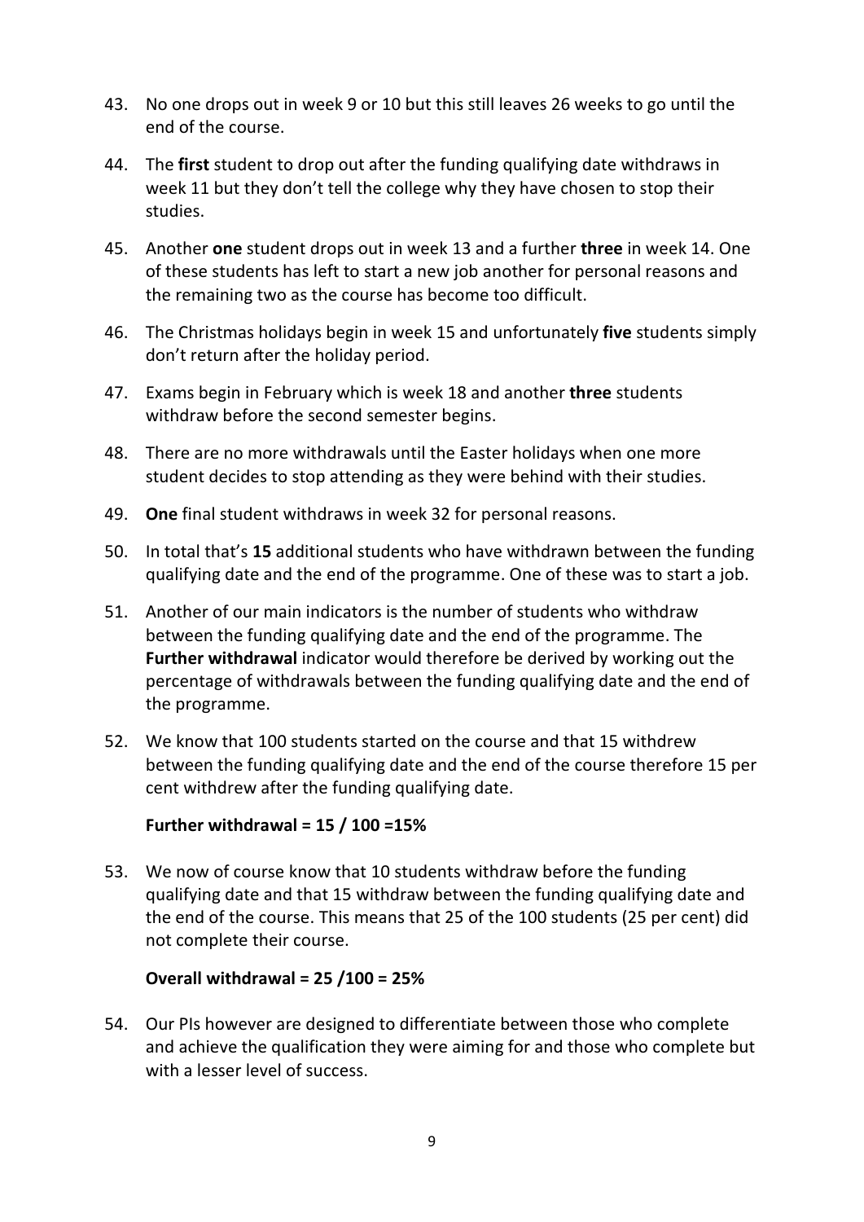43. No one drops out in week 9 or 10 but this still leaves 26 weeks to go until the end of the course.

44. The **first** student to drop out after the funding qualifying date withdraws in week 11 but they don't tell the college why they have chosen to stop their studies.

45. Another **one** student drops out in week 13 and a further **three** in week 14. One of these students has left to start a new job another for personal reasons and the remaining two as the course has become too difficult.

46. The Christmas holidays begin in week 15 and unfortunately **five** students simply don't return after the holiday period.

47. Exams begin in February which is week 18 and another **three** students withdraw before the second semester begins.

48. There are no more withdrawals until the Easter holidays when one more student decides to stop attending as they were behind with their studies.

49. **One** final student withdraws in week 32 for personal reasons.

50. In total that's **15** additional students who have withdrawn between the funding qualifying date and the end of the programme. One of these was to start a job.

51. Another of our main indicators is the number of students who withdraw between the funding qualifying date and the end of the programme. The **Further withdrawal** indicator would therefore be derived by working out the percentage of withdrawals between the funding qualifying date and the end of the programme.

52. We know that 100 students started on the course and that 15 withdrew between the funding qualifying date and the end of the course therefore 15 per cent withdrew after the funding qualifying date.

    **Further withdrawal = 15 / 100 =15%**

53. We now of course know that 10 students withdraw before the funding qualifying date and that 15 withdraw between the funding qualifying date and the end of the course. This means that 25 of the 100 students (25 per cent) did not complete their course.

    **Overall withdrawal = 25 /100 = 25%**

54. Our PIs however are designed to differentiate between those who complete and achieve the qualification they were aiming for and those who complete but with a lesser level of success.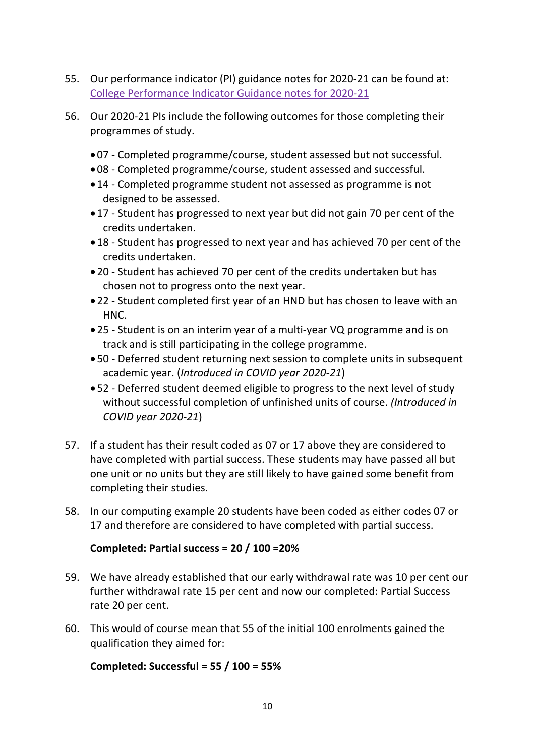55. Our performance indicator (PI) guidance notes for 2020-21 can be found at: [College Performance Indicator Guidance notes for 2020-21]

56. Our 2020-21 PIs include the following outcomes for those completing their programmes of study.

    - 07 - Completed programme/course, student assessed but not successful.
    - 08 - Completed programme/course, student assessed and successful.
    - 14 - Completed programme student not assessed as programme is not designed to be assessed.
    - 17 - Student has progressed to next year but did not gain 70 per cent of the credits undertaken.
    - 18 - Student has progressed to next year and has achieved 70 per cent of the credits undertaken.
    - 20 - Student has achieved 70 per cent of the credits undertaken but has chosen not to progress onto the next year.
    - 22 - Student completed first year of an HND but has chosen to leave with an HNC.
    - 25 - Student is on an interim year of a multi-year VQ programme and is on track and is still participating in the college programme.
    - 50 - Deferred student returning next session to complete units in subsequent academic year. (*Introduced in COVID year 2020-21*)
    - 52 - Deferred student deemed eligible to progress to the next level of study without successful completion of unfinished units of course. *(Introduced in COVID year 2020-21*)

57. If a student has their result coded as 07 or 17 above they are considered to have completed with partial success. These students may have passed all but one unit or no units but they are still likely to have gained some benefit from completing their studies.

58. In our computing example 20 students have been coded as either codes 07 or 17 and therefore are considered to have completed with partial success.

    **Completed: Partial success = 20 / 100 =20%**

59. We have already established that our early withdrawal rate was 10 per cent our further withdrawal rate 15 per cent and now our completed: Partial Success rate 20 per cent.

60. This would of course mean that 55 of the initial 100 enrolments gained the qualification they aimed for:

    **Completed: Successful = 55 / 100 = 55%**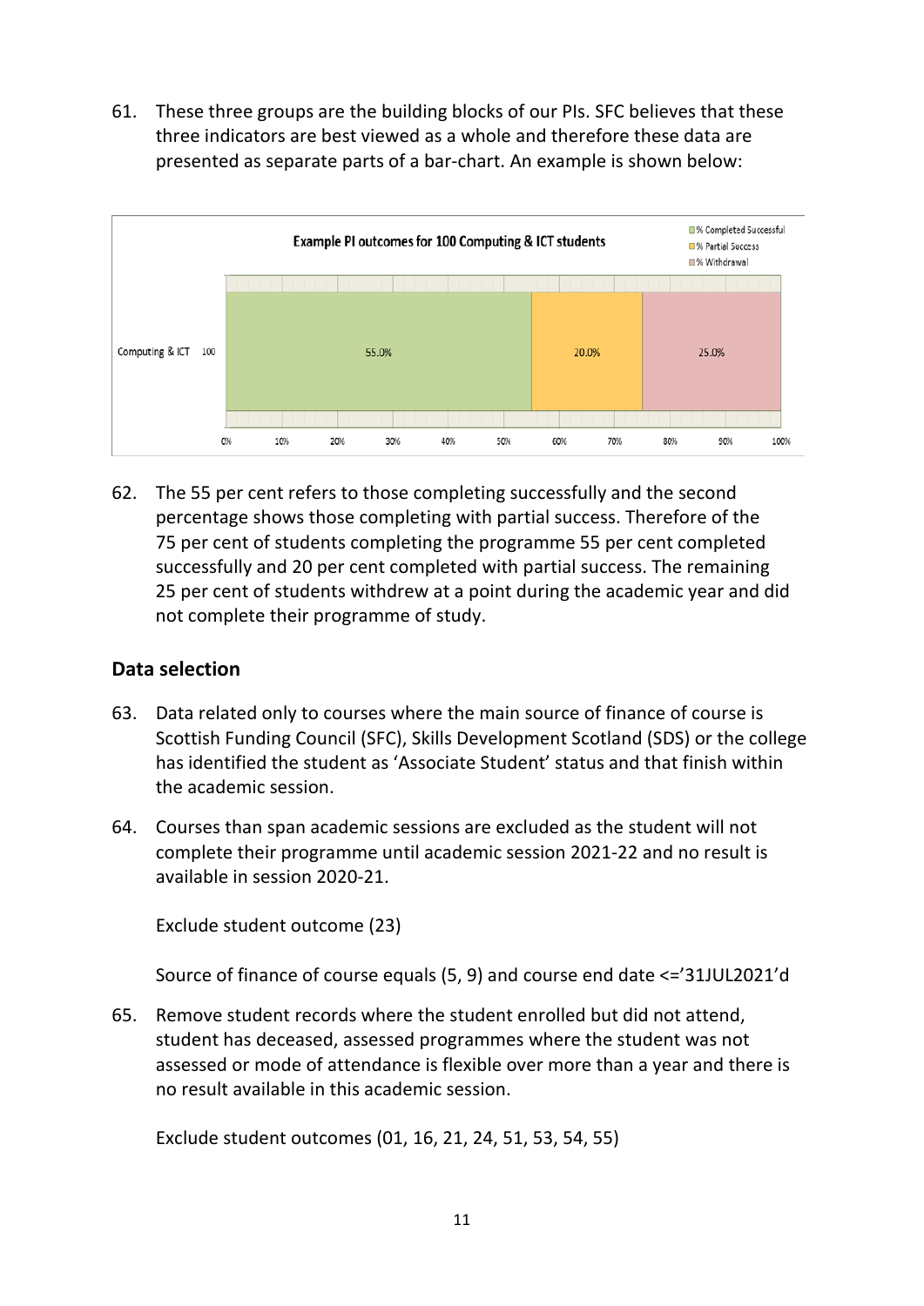61. These three groups are the building blocks of our PIs. SFC believes that these three indicators are best viewed as a whole and therefore these data are presented as separate parts of a bar-chart. An example is shown below:

62. The 55 per cent refers to those completing successfully and the second percentage shows those completing with partial success. Therefore of the 75 per cent of students completing the programme 55 per cent completed successfully and 20 per cent completed with partial success. The remaining 25 per cent of students withdrew at a point during the academic year and did not complete their programme of study.

## Data selection

63. Data related only to courses where the main source of finance of course is Scottish Funding Council (SFC), Skills Development Scotland (SDS) or the college has identified the student as 'Associate Student' status and that finish within the academic session.

64. Courses than span academic sessions are excluded as the student will not complete their programme until academic session 2021-22 and no result is available in session 2020-21.

    Exclude student outcome (23)

    Source of finance of course equals (5, 9) and course end date <='31JUL2021'd

65. Remove student records where the student enrolled but did not attend, student has deceased, assessed programmes where the student was not assessed or mode of attendance is flexible over more than a year and there is no result available in this academic session.

    Exclude student outcomes (01, 16, 21, 24, 51, 53, 54, 55)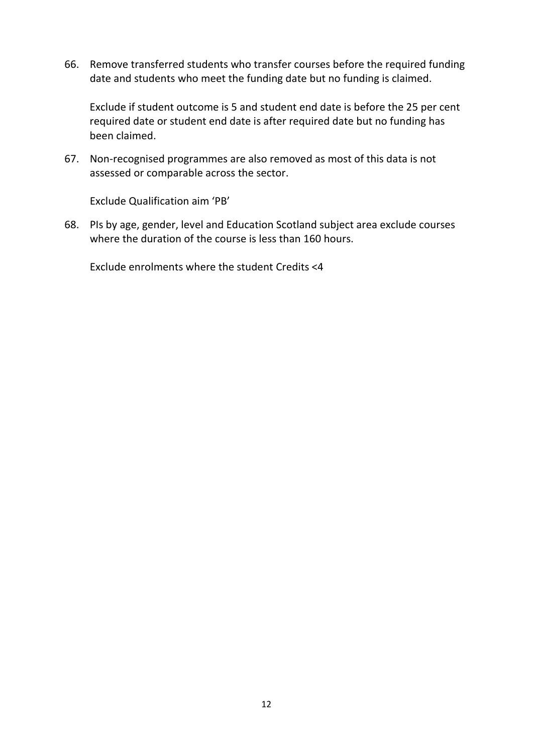66. Remove transferred students who transfer courses before the required funding date and students who meet the funding date but no funding is claimed.

    Exclude if student outcome is 5 and student end date is before the 25 per cent required date or student end date is after required date but no funding has been claimed.

67. Non-recognised programmes are also removed as most of this data is not assessed or comparable across the sector.

    Exclude Qualification aim 'PB'

68. PIs by age, gender, level and Education Scotland subject area exclude courses where the duration of the course is less than 160 hours.

    Exclude enrolments where the student Credits <4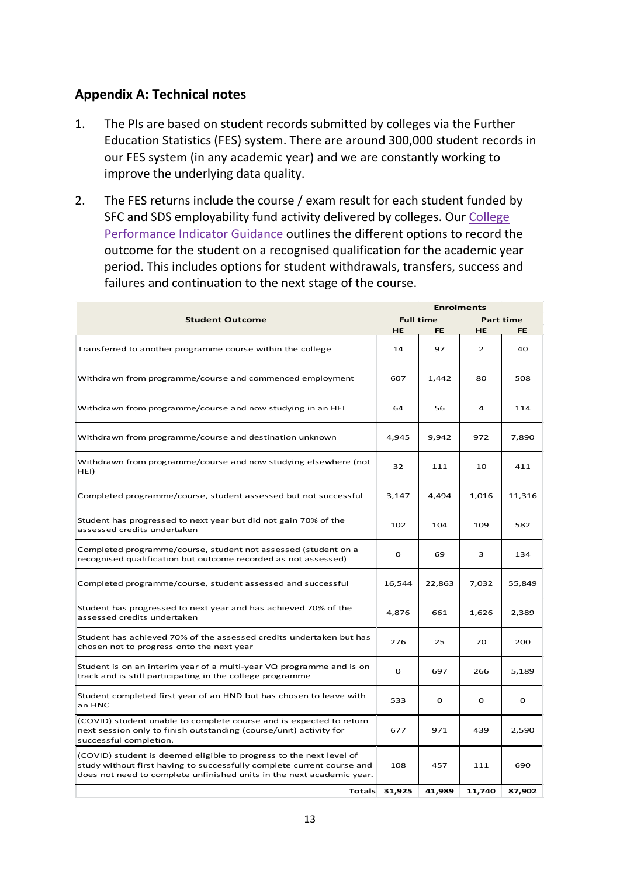## Appendix A: Technical notes

1. The PIs are based on student records submitted by colleges via the Further Education Statistics (FES) system. There are around 300,000 student records in our FES system (in any academic year) and we are constantly working to improve the underlying data quality.

2. The FES returns include the course / exam result for each student funded by SFC and SDS employability fund activity delivered by colleges. Our College Performance Indicator Guidance outlines the different options to record the outcome for the student on a recognised qualification for the academic year period. This includes options for student withdrawals, transfers, success and failures and continuation to the next stage of the course.

| Student Outcome | Enrolments | | | |
|---|---|---|---|---|
| | Full time | | Part time | |
| | HE | FE | HE | FE |
| Transferred to another programme course within the college | 14 | 97 | 2 | 40 |
| Withdrawn from programme/course and commenced employment | 607 | 1,442 | 80 | 508 |
| Withdrawn from programme/course and now studying in an HEI | 64 | 56 | 4 | 114 |
| Withdrawn from programme/course and destination unknown | 4,945 | 9,942 | 972 | 7,890 |
| Withdrawn from programme/course and now studying elsewhere (not HEI) | 32 | 111 | 10 | 411 |
| Completed programme/course, student assessed but not successful | 3,147 | 4,494 | 1,016 | 11,316 |
| Student has progressed to next year but did not gain 70% of the assessed credits undertaken | 102 | 104 | 109 | 582 |
| Completed programme/course, student not assessed (student on a recognised qualification but outcome recorded as not assessed) | 0 | 69 | 3 | 134 |
| Completed programme/course, student assessed and successful | 16,544 | 22,863 | 7,032 | 55,849 |
| Student has progressed to next year and has achieved 70% of the assessed credits undertaken | 4,876 | 661 | 1,626 | 2,389 |
| Student has achieved 70% of the assessed credits undertaken but has chosen not to progress onto the next year | 276 | 25 | 70 | 200 |
| Student is on an interim year of a multi-year VQ programme and is on track and is still participating in the college programme | 0 | 697 | 266 | 5,189 |
| Student completed first year of an HND but has chosen to leave with an HNC | 533 | 0 | 0 | 0 |
| (COVID) student unable to complete course and is expected to return next session only to finish outstanding (course/unit) activity for successful completion. | 677 | 971 | 439 | 2,590 |
| (COVID) student is deemed eligible to progress to the next level of study without first having to successfully complete current course and does not need to complete unfinished units in the next academic year. | 108 | 457 | 111 | 690 |
| **Totals** | **31,925** | **41,989** | **11,740** | **87,902** |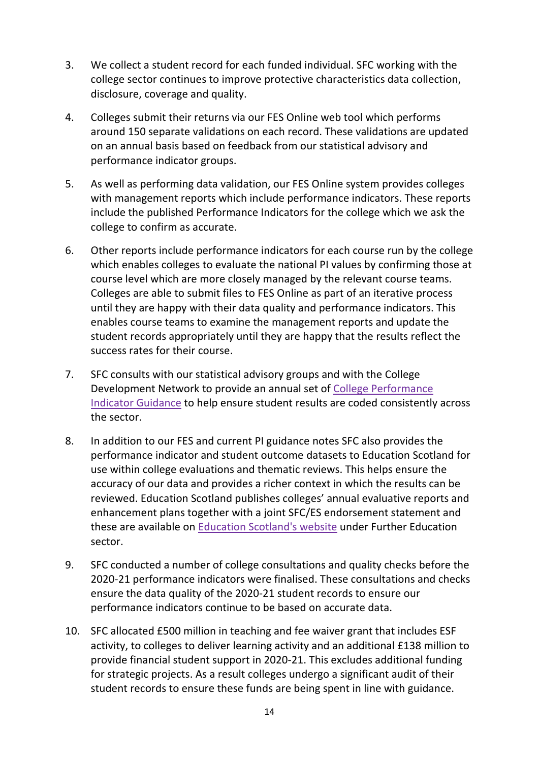3. We collect a student record for each funded individual. SFC working with the college sector continues to improve protective characteristics data collection, disclosure, coverage and quality.

4. Colleges submit their returns via our FES Online web tool which performs around 150 separate validations on each record. These validations are updated on an annual basis based on feedback from our statistical advisory and performance indicator groups.

5. As well as performing data validation, our FES Online system provides colleges with management reports which include performance indicators. These reports include the published Performance Indicators for the college which we ask the college to confirm as accurate.

6. Other reports include performance indicators for each course run by the college which enables colleges to evaluate the national PI values by confirming those at course level which are more closely managed by the relevant course teams. Colleges are able to submit files to FES Online as part of an iterative process until they are happy with their data quality and performance indicators. This enables course teams to examine the management reports and update the student records appropriately until they are happy that the results reflect the success rates for their course.

7. SFC consults with our statistical advisory groups and with the College Development Network to provide an annual set of College Performance Indicator Guidance to help ensure student results are coded consistently across the sector.

8. In addition to our FES and current PI guidance notes SFC also provides the performance indicator and student outcome datasets to Education Scotland for use within college evaluations and thematic reviews. This helps ensure the accuracy of our data and provides a richer context in which the results can be reviewed. Education Scotland publishes colleges' annual evaluative reports and enhancement plans together with a joint SFC/ES endorsement statement and these are available on Education Scotland's website under Further Education sector.

9. SFC conducted a number of college consultations and quality checks before the 2020-21 performance indicators were finalised. These consultations and checks ensure the data quality of the 2020-21 student records to ensure our performance indicators continue to be based on accurate data.

10. SFC allocated £500 million in teaching and fee waiver grant that includes ESF activity, to colleges to deliver learning activity and an additional £138 million to provide financial student support in 2020-21. This excludes additional funding for strategic projects. As a result colleges undergo a significant audit of their student records to ensure these funds are being spent in line with guidance.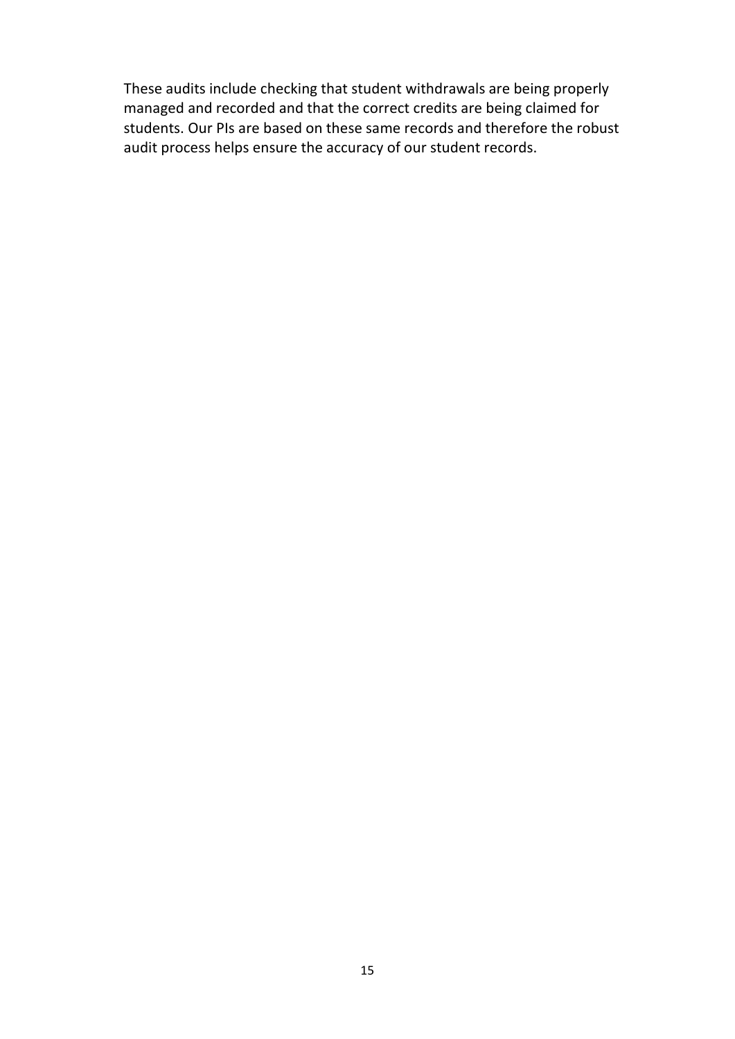These audits include checking that student withdrawals are being properly managed and recorded and that the correct credits are being claimed for students. Our PIs are based on these same records and therefore the robust audit process helps ensure the accuracy of our student records.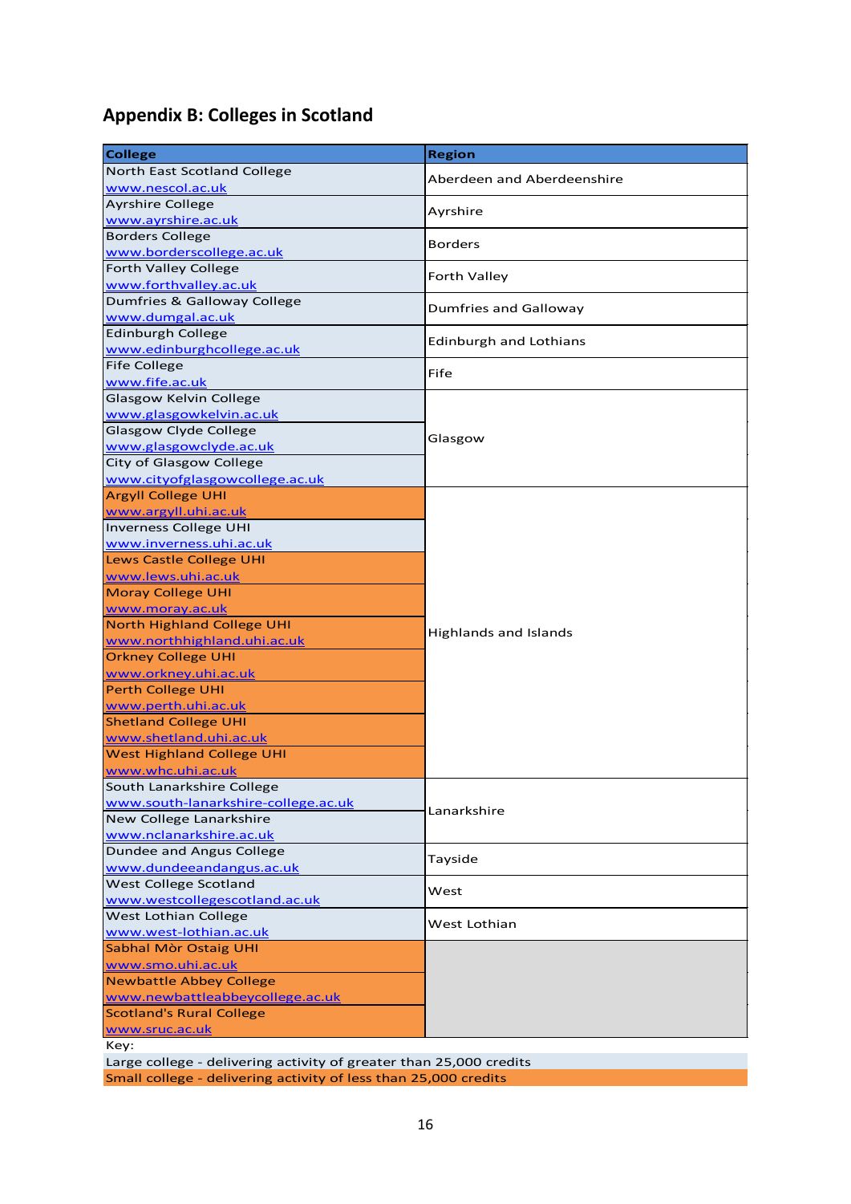## Appendix B: Colleges in Scotland

| College | Region |
|---|---|
| North East Scotland College www.nescol.ac.uk | Aberdeen and Aberdeenshire |
| Ayrshire College www.ayrshire.ac.uk | Ayrshire |
| Borders College www.borderscollege.ac.uk | Borders |
| Forth Valley College www.forthvalley.ac.uk | Forth Valley |
| Dumfries & Galloway College www.dumgal.ac.uk | Dumfries and Galloway |
| Edinburgh College www.edinburghcollege.ac.uk | Edinburgh and Lothians |
| Fife College www.fife.ac.uk | Fife |
| Glasgow Kelvin College www.glasgowkelvin.ac.uk | Glasgow |
| Glasgow Clyde College www.glasgowclyde.ac.uk | Glasgow |
| City of Glasgow College www.cityofglasgowcollege.ac.uk | Glasgow |
| Argyll College UHI www.argyll.uhi.ac.uk | Highlands and Islands |
| Inverness College UHI www.inverness.uhi.ac.uk | Highlands and Islands |
| Lews Castle College UHI www.lews.uhi.ac.uk | Highlands and Islands |
| Moray College UHI www.moray.ac.uk | Highlands and Islands |
| North Highland College UHI www.northhighland.uhi.ac.uk | Highlands and Islands |
| Orkney College UHI www.orkney.uhi.ac.uk | Highlands and Islands |
| Perth College UHI www.perth.uhi.ac.uk | Highlands and Islands |
| Shetland College UHI www.shetland.uhi.ac.uk | Highlands and Islands |
| West Highland College UHI www.whc.uhi.ac.uk | Highlands and Islands |
| South Lanarkshire College www.south-lanarkshire-college.ac.uk | Lanarkshire |
| New College Lanarkshire www.nclanarkshire.ac.uk | Lanarkshire |
| Dundee and Angus College www.dundeeandangus.ac.uk | Tayside |
| West College Scotland www.westcollegescotland.ac.uk | West |
| West Lothian College www.west-lothian.ac.uk | West Lothian |
| Sabhal Mòr Ostaig UHI www.smo.uhi.ac.uk | |
| Newbattle Abbey College www.newbattleabbeycollege.ac.uk | |
| Scotland's Rural College www.sruc.ac.uk | |

Key:

Large college - delivering activity of greater than 25,000 credits (North East Scotland College, Ayrshire College, Borders College, Forth Valley College, Dumfries & Galloway College, Edinburgh College, Fife College, Glasgow Kelvin College, Glasgow Clyde College, City of Glasgow College, Inverness College UHI, South Lanarkshire College, New College Lanarkshire, Dundee and Angus College, West College Scotland, West Lothian College)

Small college - delivering activity of less than 25,000 credits (Argyll College UHI, Lews Castle College UHI, Moray College UHI, North Highland College UHI, Orkney College UHI, Perth College UHI, Shetland College UHI, West Highland College UHI, Sabhal Mòr Ostaig UHI, Newbattle Abbey College, Scotland's Rural College)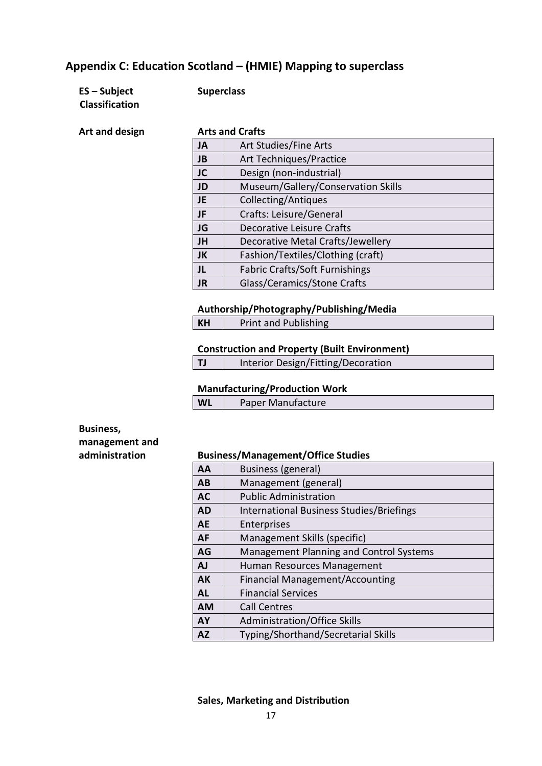## Appendix C: Education Scotland – (HMIE) Mapping to superclass

**ES – Subject Classification** | **Superclass**

**Art and design**

**Arts and Crafts**

| | |
|---|---|
| **JA** | Art Studies/Fine Arts |
| **JB** | Art Techniques/Practice |
| **JC** | Design (non-industrial) |
| **JD** | Museum/Gallery/Conservation Skills |
| **JE** | Collecting/Antiques |
| **JF** | Crafts: Leisure/General |
| **JG** | Decorative Leisure Crafts |
| **JH** | Decorative Metal Crafts/Jewellery |
| **JK** | Fashion/Textiles/Clothing (craft) |
| **JL** | Fabric Crafts/Soft Furnishings |
| **JR** | Glass/Ceramics/Stone Crafts |

**Authorship/Photography/Publishing/Media**

| | |
|---|---|
| **KH** | Print and Publishing |

**Construction and Property (Built Environment)**

| | |
|---|---|
| **TJ** | Interior Design/Fitting/Decoration |

**Manufacturing/Production Work**

| | |
|---|---|
| **WL** | Paper Manufacture |

**Business, management and administration**

**Business/Management/Office Studies**

| | |
|---|---|
| **AA** | Business (general) |
| **AB** | Management (general) |
| **AC** | Public Administration |
| **AD** | International Business Studies/Briefings |
| **AE** | Enterprises |
| **AF** | Management Skills (specific) |
| **AG** | Management Planning and Control Systems |
| **AJ** | Human Resources Management |
| **AK** | Financial Management/Accounting |
| **AL** | Financial Services |
| **AM** | Call Centres |
| **AY** | Administration/Office Skills |
| **AZ** | Typing/Shorthand/Secretarial Skills |

**Sales, Marketing and Distribution**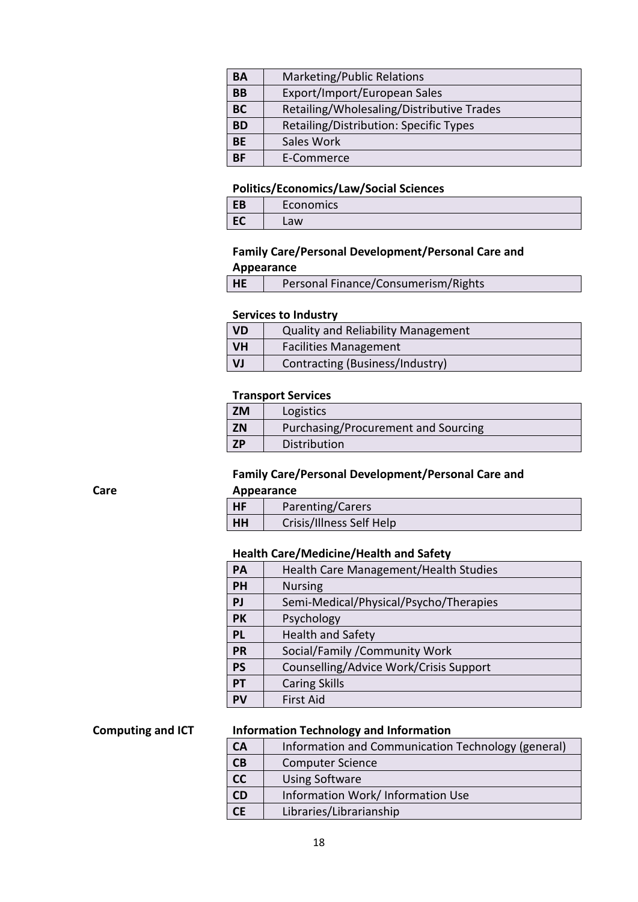| BA | Marketing/Public Relations |
|---|---|
| BB | Export/Import/European Sales |
| BC | Retailing/Wholesaling/Distributive Trades |
| BD | Retailing/Distribution: Specific Types |
| BE | Sales Work |
| BF | E-Commerce |

**Politics/Economics/Law/Social Sciences**

| EB | Economics |
|---|---|
| EC | Law |

**Family Care/Personal Development/Personal Care and Appearance**

| HE | Personal Finance/Consumerism/Rights |
|---|---|

**Services to Industry**

| VD | Quality and Reliability Management |
|---|---|
| VH | Facilities Management |
| VJ | Contracting (Business/Industry) |

**Transport Services**

| ZM | Logistics |
|---|---|
| ZN | Purchasing/Procurement and Sourcing |
| ZP | Distribution |

## Care

**Family Care/Personal Development/Personal Care and Appearance**

| HF | Parenting/Carers |
|---|---|
| HH | Crisis/Illness Self Help |

**Health Care/Medicine/Health and Safety**

| PA | Health Care Management/Health Studies |
|---|---|
| PH | Nursing |
| PJ | Semi-Medical/Physical/Psycho/Therapies |
| PK | Psychology |
| PL | Health and Safety |
| PR | Social/Family /Community Work |
| PS | Counselling/Advice Work/Crisis Support |
| PT | Caring Skills |
| PV | First Aid |

## Computing and ICT

**Information Technology and Information**

| CA | Information and Communication Technology (general) |
|---|---|
| CB | Computer Science |
| CC | Using Software |
| CD | Information Work/ Information Use |
| CE | Libraries/Librarianship |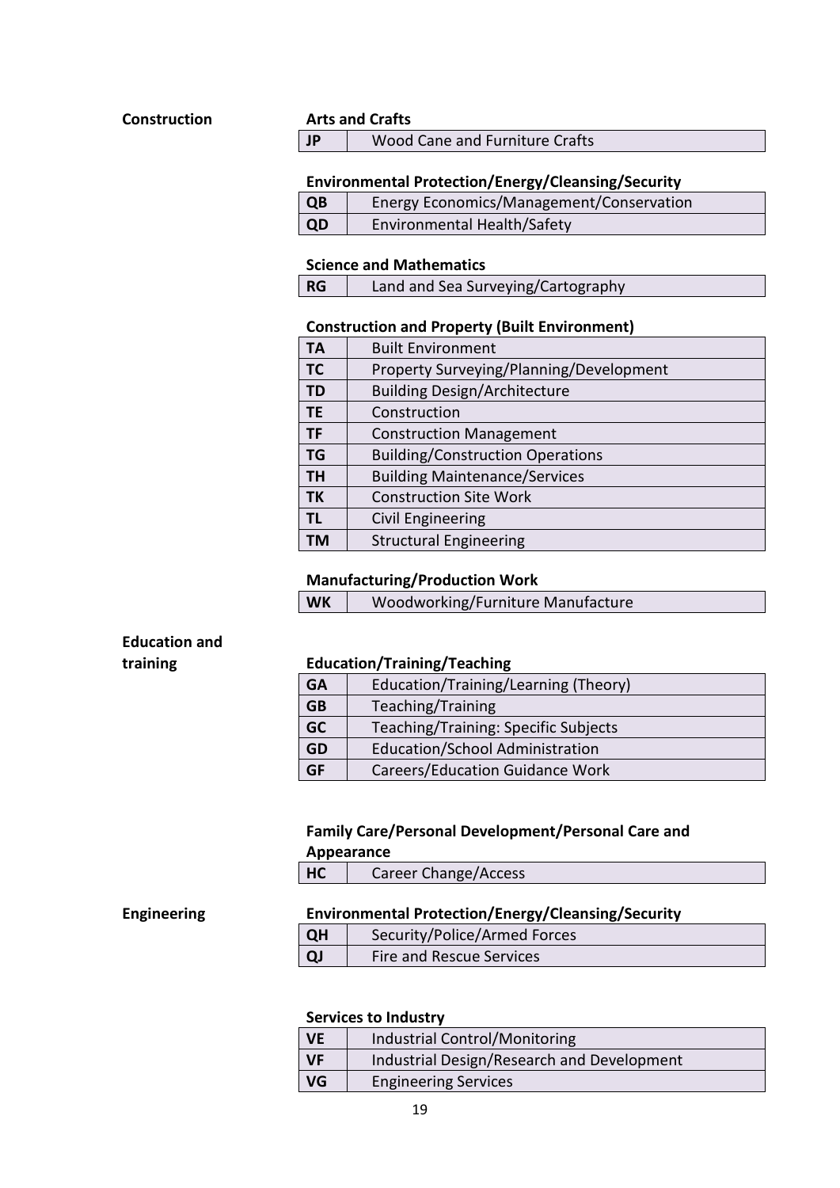**Construction**

**Arts and Crafts**

| | |
|---|---|
| **JP** | Wood Cane and Furniture Crafts |

**Environmental Protection/Energy/Cleansing/Security**

| | |
|---|---|
| **QB** | Energy Economics/Management/Conservation |
| **QD** | Environmental Health/Safety |

**Science and Mathematics**

| | |
|---|---|
| **RG** | Land and Sea Surveying/Cartography |

**Construction and Property (Built Environment)**

| | |
|---|---|
| **TA** | Built Environment |
| **TC** | Property Surveying/Planning/Development |
| **TD** | Building Design/Architecture |
| **TE** | Construction |
| **TF** | Construction Management |
| **TG** | Building/Construction Operations |
| **TH** | Building Maintenance/Services |
| **TK** | Construction Site Work |
| **TL** | Civil Engineering |
| **TM** | Structural Engineering |

**Manufacturing/Production Work**

| | |
|---|---|
| **WK** | Woodworking/Furniture Manufacture |

**Education and training**

**Education/Training/Teaching**

| | |
|---|---|
| **GA** | Education/Training/Learning (Theory) |
| **GB** | Teaching/Training |
| **GC** | Teaching/Training: Specific Subjects |
| **GD** | Education/School Administration |
| **GF** | Careers/Education Guidance Work |

**Family Care/Personal Development/Personal Care and Appearance**

| | |
|---|---|
| **HC** | Career Change/Access |

**Engineering**

**Environmental Protection/Energy/Cleansing/Security**

| | |
|---|---|
| **QH** | Security/Police/Armed Forces |
| **QJ** | Fire and Rescue Services |

**Services to Industry**

| | |
|---|---|
| **VE** | Industrial Control/Monitoring |
| **VF** | Industrial Design/Research and Development |
| **VG** | Engineering Services |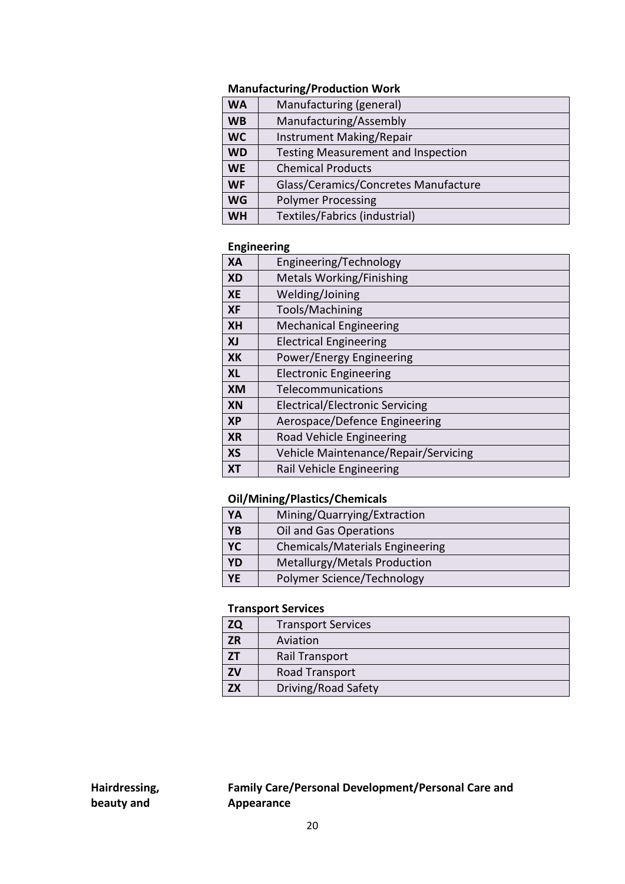**Manufacturing/Production Work**

| | |
|---|---|
| **WA** | Manufacturing (general) |
| **WB** | Manufacturing/Assembly |
| **WC** | Instrument Making/Repair |
| **WD** | Testing Measurement and Inspection |
| **WE** | Chemical Products |
| **WF** | Glass/Ceramics/Concretes Manufacture |
| **WG** | Polymer Processing |
| **WH** | Textiles/Fabrics (industrial) |

**Engineering**

| | |
|---|---|
| **XA** | Engineering/Technology |
| **XD** | Metals Working/Finishing |
| **XE** | Welding/Joining |
| **XF** | Tools/Machining |
| **XH** | Mechanical Engineering |
| **XJ** | Electrical Engineering |
| **XK** | Power/Energy Engineering |
| **XL** | Electronic Engineering |
| **XM** | Telecommunications |
| **XN** | Electrical/Electronic Servicing |
| **XP** | Aerospace/Defence Engineering |
| **XR** | Road Vehicle Engineering |
| **XS** | Vehicle Maintenance/Repair/Servicing |
| **XT** | Rail Vehicle Engineering |

**Oil/Mining/Plastics/Chemicals**

| | |
|---|---|
| **YA** | Mining/Quarrying/Extraction |
| **YB** | Oil and Gas Operations |
| **YC** | Chemicals/Materials Engineering |
| **YD** | Metallurgy/Metals Production |
| **YE** | Polymer Science/Technology |

**Transport Services**

| | |
|---|---|
| **ZQ** | Transport Services |
| **ZR** | Aviation |
| **ZT** | Rail Transport |
| **ZV** | Road Transport |
| **ZX** | Driving/Road Safety |

**Hairdressing, beauty and**

**Family Care/Personal Development/Personal Care and Appearance**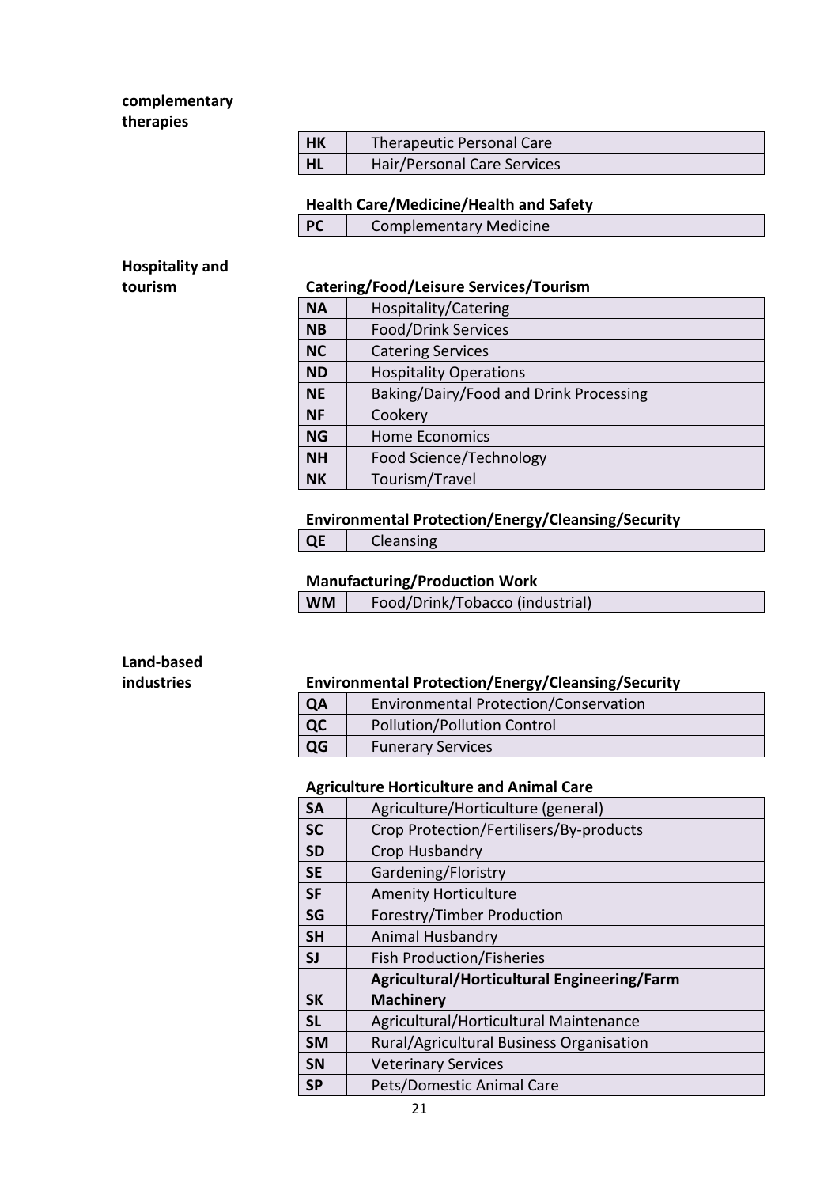**complementary therapies**

| HK | Therapeutic Personal Care |
|---|---|
| HL | Hair/Personal Care Services |

**Health Care/Medicine/Health and Safety**

| PC | Complementary Medicine |
|---|---|

**Hospitality and tourism**

**Catering/Food/Leisure Services/Tourism**

| NA | Hospitality/Catering |
|---|---|
| NB | Food/Drink Services |
| NC | Catering Services |
| ND | Hospitality Operations |
| NE | Baking/Dairy/Food and Drink Processing |
| NF | Cookery |
| NG | Home Economics |
| NH | Food Science/Technology |
| NK | Tourism/Travel |

**Environmental Protection/Energy/Cleansing/Security**

| QE | Cleansing |
|---|---|

**Manufacturing/Production Work**

| WM | Food/Drink/Tobacco (industrial) |
|---|---|

**Land-based industries**

**Environmental Protection/Energy/Cleansing/Security**

| QA | Environmental Protection/Conservation |
|---|---|
| QC | Pollution/Pollution Control |
| QG | Funerary Services |

**Agriculture Horticulture and Animal Care**

| SA | Agriculture/Horticulture (general) |
|---|---|
| SC | Crop Protection/Fertilisers/By-products |
| SD | Crop Husbandry |
| SE | Gardening/Floristry |
| SF | Amenity Horticulture |
| SG | Forestry/Timber Production |
| SH | Animal Husbandry |
| SJ | Fish Production/Fisheries |
| SK | **Agricultural/Horticultural Engineering/Farm Machinery** |
| SL | Agricultural/Horticultural Maintenance |
| SM | Rural/Agricultural Business Organisation |
| SN | Veterinary Services |
| SP | Pets/Domestic Animal Care |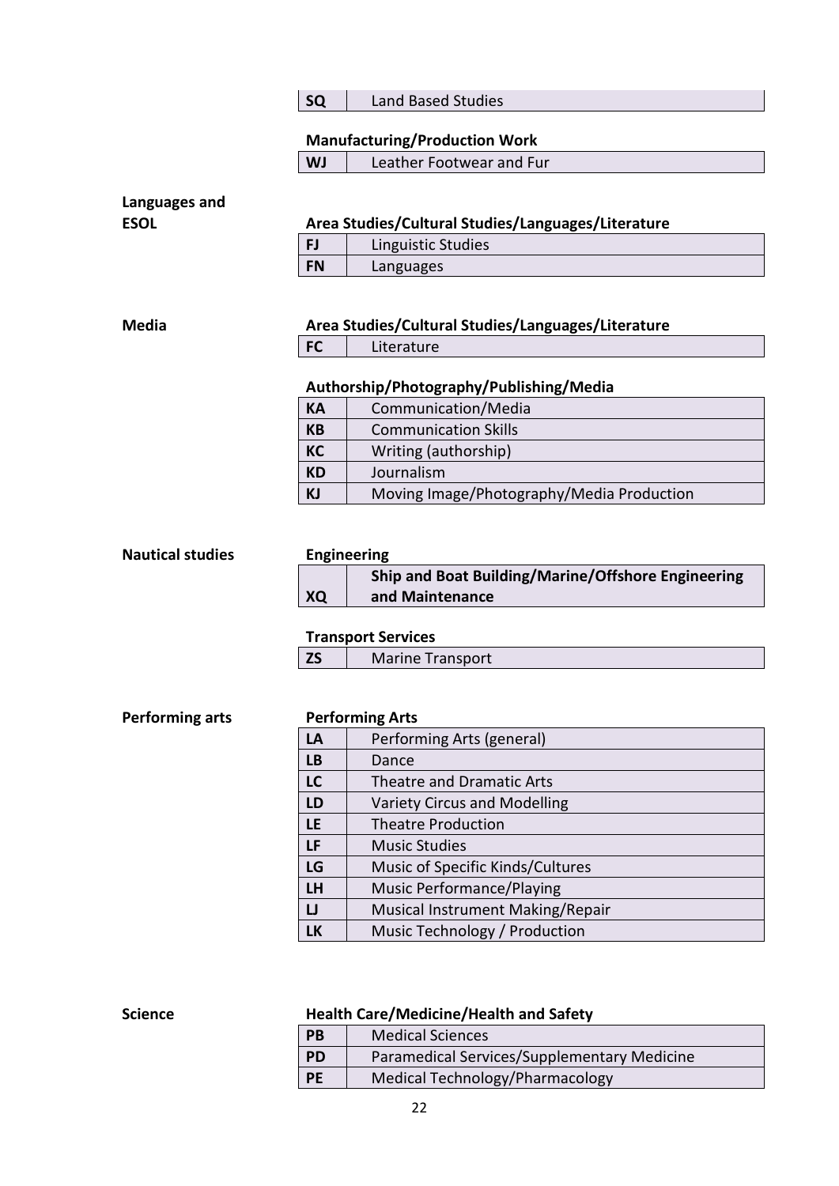| SQ | Land Based Studies |
|---|---|

**Manufacturing/Production Work**

| WJ | Leather Footwear and Fur |
|---|---|

**Languages and ESOL**

**Area Studies/Cultural Studies/Languages/Literature**

| FJ | Linguistic Studies |
|---|---|
| FN | Languages |

**Media**

**Area Studies/Cultural Studies/Languages/Literature**

| FC | Literature |
|---|---|

**Authorship/Photography/Publishing/Media**

| KA | Communication/Media |
|---|---|
| KB | Communication Skills |
| KC | Writing (authorship) |
| KD | Journalism |
| KJ | Moving Image/Photography/Media Production |

**Nautical studies**

**Engineering**

| XQ | **Ship and Boat Building/Marine/Offshore Engineering and Maintenance** |
|---|---|

**Transport Services**

| ZS | Marine Transport |
|---|---|

**Performing arts**

**Performing Arts**

| LA | Performing Arts (general) |
|---|---|
| LB | Dance |
| LC | Theatre and Dramatic Arts |
| LD | Variety Circus and Modelling |
| LE | Theatre Production |
| LF | Music Studies |
| LG | Music of Specific Kinds/Cultures |
| LH | Music Performance/Playing |
| LJ | Musical Instrument Making/Repair |
| LK | Music Technology / Production |

**Science**

**Health Care/Medicine/Health and Safety**

| PB | Medical Sciences |
|---|---|
| PD | Paramedical Services/Supplementary Medicine |
| PE | Medical Technology/Pharmacology |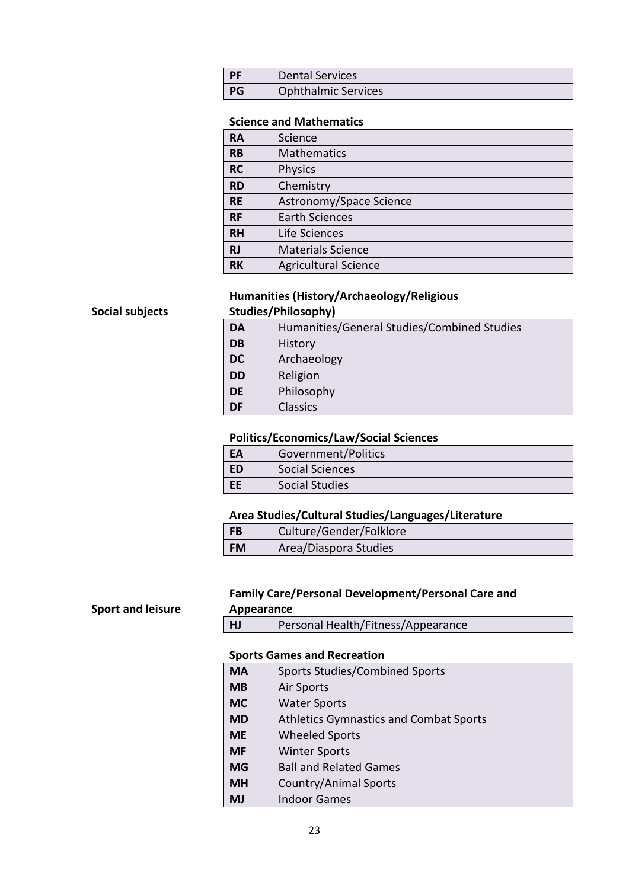| | |
|---|---|
| PF | Dental Services |
| PG | Ophthalmic Services |

**Science and Mathematics**

| | |
|---|---|
| RA | Science |
| RB | Mathematics |
| RC | Physics |
| RD | Chemistry |
| RE | Astronomy/Space Science |
| RF | Earth Sciences |
| RH | Life Sciences |
| RJ | Materials Science |
| RK | Agricultural Science |

**Social subjects**

**Humanities (History/Archaeology/Religious Studies/Philosophy)**

| | |
|---|---|
| DA | Humanities/General Studies/Combined Studies |
| DB | History |
| DC | Archaeology |
| DD | Religion |
| DE | Philosophy |
| DF | Classics |

**Politics/Economics/Law/Social Sciences**

| | |
|---|---|
| EA | Government/Politics |
| ED | Social Sciences |
| EE | Social Studies |

**Area Studies/Cultural Studies/Languages/Literature**

| | |
|---|---|
| FB | Culture/Gender/Folklore |
| FM | Area/Diaspora Studies |

**Sport and leisure**

**Family Care/Personal Development/Personal Care and Appearance**

| | |
|---|---|
| HJ | Personal Health/Fitness/Appearance |

**Sports Games and Recreation**

| | |
|---|---|
| MA | Sports Studies/Combined Sports |
| MB | Air Sports |
| MC | Water Sports |
| MD | Athletics Gymnastics and Combat Sports |
| ME | Wheeled Sports |
| MF | Winter Sports |
| MG | Ball and Related Games |
| MH | Country/Animal Sports |
| MJ | Indoor Games |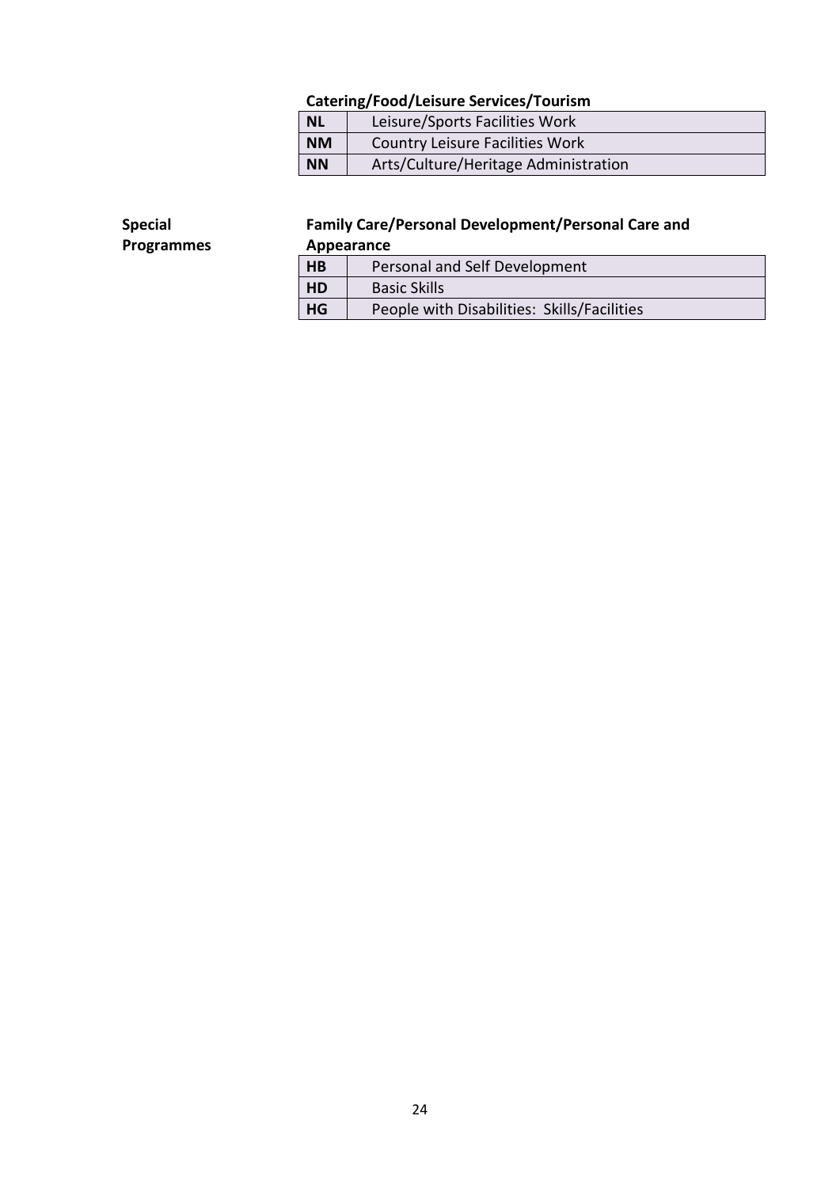**Catering/Food/Leisure Services/Tourism**

| | |
|---|---|
| **NL** | Leisure/Sports Facilities Work |
| **NM** | Country Leisure Facilities Work |
| **NN** | Arts/Culture/Heritage Administration |

**Special Programmes**

**Family Care/Personal Development/Personal Care and Appearance**

| | |
|---|---|
| **HB** | Personal and Self Development |
| **HD** | Basic Skills |
| **HG** | People with Disabilities: Skills/Facilities |